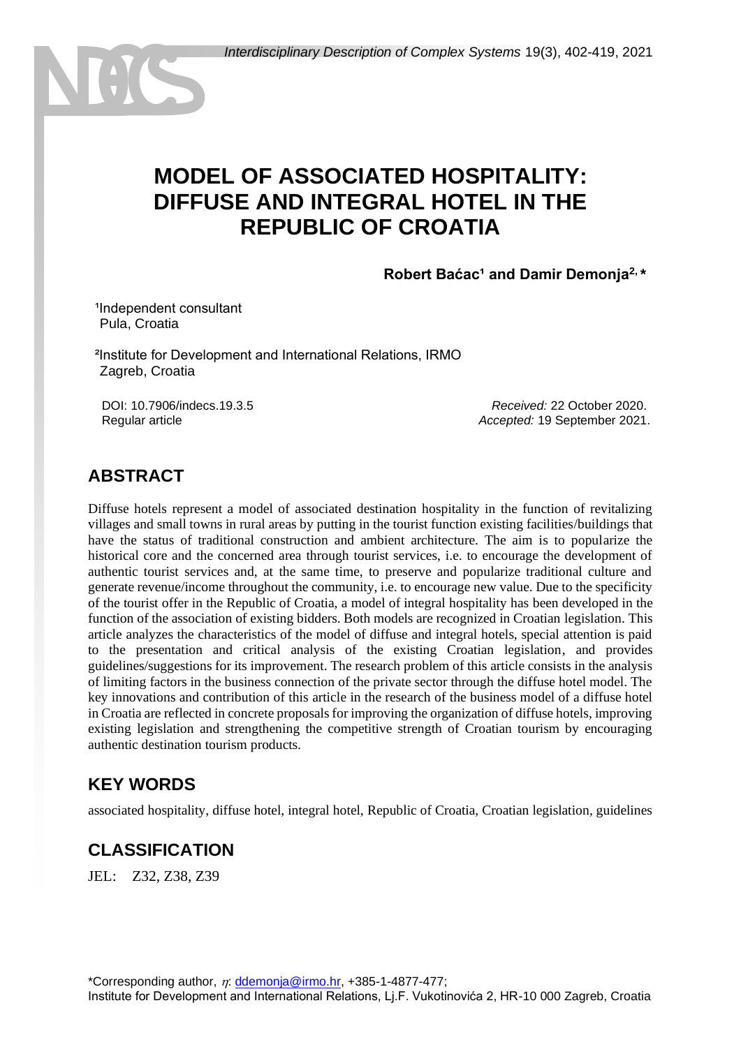# MODEL OF ASSOCIATED HOSPITALITY: DIFFUSE AND INTEGRAL HOTEL IN THE REPUBLIC OF CROATIA

**Robert Baćac[1] and Damir Demonja[2,*]**

[1]Independent consultant
Pula, Croatia

[2]Institute for Development and International Relations, IRMO
Zagreb, Croatia

DOI: 10.7906/indecs.19.3.5
Regular article

*Received:* 22 October 2020.
*Accepted:* 19 September 2021.

## ABSTRACT

Diffuse hotels represent a model of associated destination hospitality in the function of revitalizing villages and small towns in rural areas by putting in the tourist function existing facilities/buildings that have the status of traditional construction and ambient architecture. The aim is to popularize the historical core and the concerned area through tourist services, i.e. to encourage the development of authentic tourist services and, at the same time, to preserve and popularize traditional culture and generate revenue/income throughout the community, i.e. to encourage new value. Due to the specificity of the tourist offer in the Republic of Croatia, a model of integral hospitality has been developed in the function of the association of existing bidders. Both models are recognized in Croatian legislation. This article analyzes the characteristics of the model of diffuse and integral hotels, special attention is paid to the presentation and critical analysis of the existing Croatian legislation, and provides guidelines/suggestions for its improvement. The research problem of this article consists in the analysis of limiting factors in the business connection of the private sector through the diffuse hotel model. The key innovations and contribution of this article in the research of the business model of a diffuse hotel in Croatia are reflected in concrete proposals for improving the organization of diffuse hotels, improving existing legislation and strengthening the competitive strength of Croatian tourism by encouraging authentic destination tourism products.

## KEY WORDS

associated hospitality, diffuse hotel, integral hotel, Republic of Croatia, Croatian legislation, guidelines

## CLASSIFICATION

JEL: Z32, Z38, Z39

*Corresponding author, $\eta$: ddemonja@irmo.hr, +385-1-4877-477;
Institute for Development and International Relations, Lj.F. Vukotinovića 2, HR-10 000 Zagreb, Croatia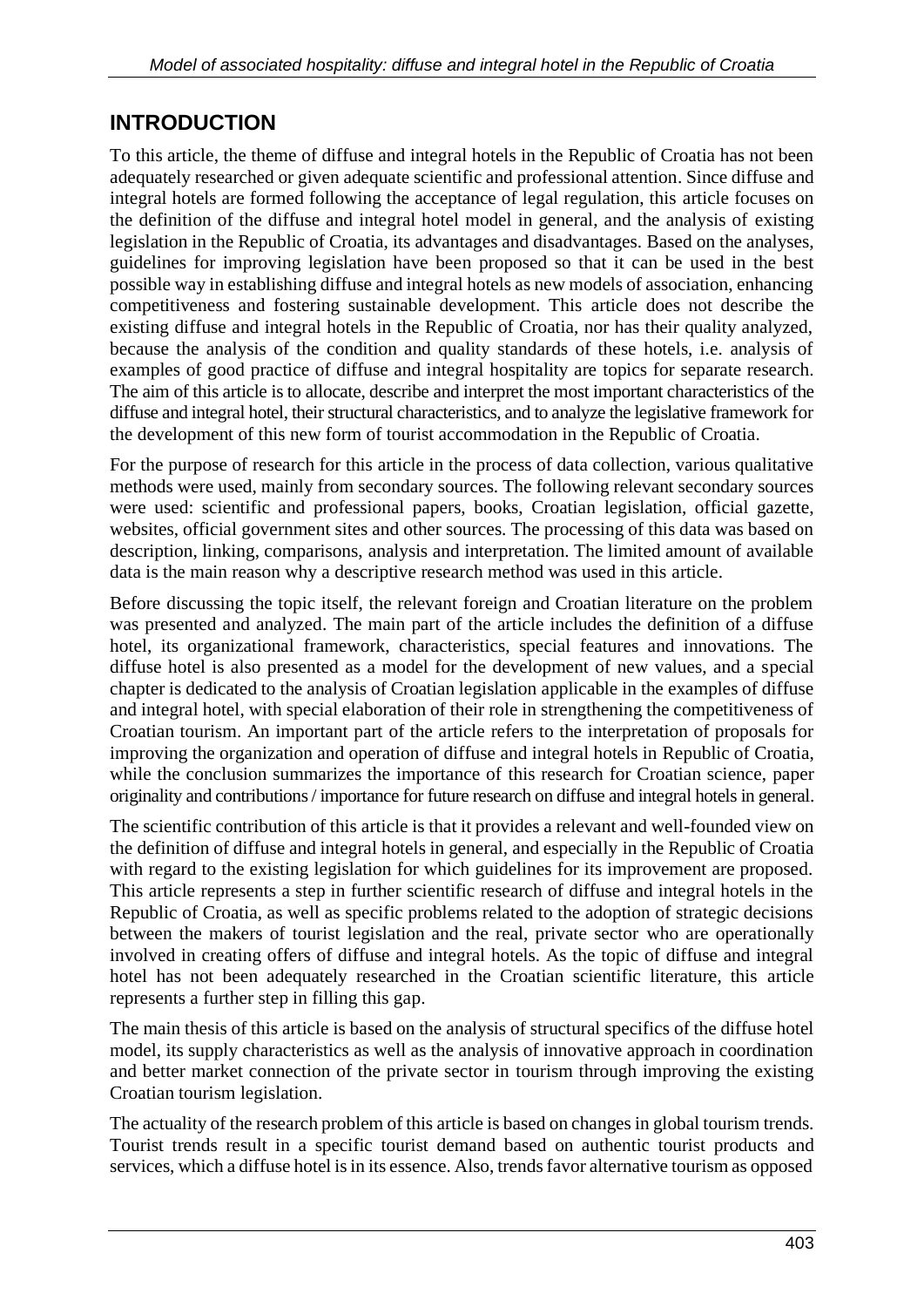## INTRODUCTION

To this article, the theme of diffuse and integral hotels in the Republic of Croatia has not been adequately researched or given adequate scientific and professional attention. Since diffuse and integral hotels are formed following the acceptance of legal regulation, this article focuses on the definition of the diffuse and integral hotel model in general, and the analysis of existing legislation in the Republic of Croatia, its advantages and disadvantages. Based on the analyses, guidelines for improving legislation have been proposed so that it can be used in the best possible way in establishing diffuse and integral hotels as new models of association, enhancing competitiveness and fostering sustainable development. This article does not describe the existing diffuse and integral hotels in the Republic of Croatia, nor has their quality analyzed, because the analysis of the condition and quality standards of these hotels, i.e. analysis of examples of good practice of diffuse and integral hospitality are topics for separate research. The aim of this article is to allocate, describe and interpret the most important characteristics of the diffuse and integral hotel, their structural characteristics, and to analyze the legislative framework for the development of this new form of tourist accommodation in the Republic of Croatia.

For the purpose of research for this article in the process of data collection, various qualitative methods were used, mainly from secondary sources. The following relevant secondary sources were used: scientific and professional papers, books, Croatian legislation, official gazette, websites, official government sites and other sources. The processing of this data was based on description, linking, comparisons, analysis and interpretation. The limited amount of available data is the main reason why a descriptive research method was used in this article.

Before discussing the topic itself, the relevant foreign and Croatian literature on the problem was presented and analyzed. The main part of the article includes the definition of a diffuse hotel, its organizational framework, characteristics, special features and innovations. The diffuse hotel is also presented as a model for the development of new values, and a special chapter is dedicated to the analysis of Croatian legislation applicable in the examples of diffuse and integral hotel, with special elaboration of their role in strengthening the competitiveness of Croatian tourism. An important part of the article refers to the interpretation of proposals for improving the organization and operation of diffuse and integral hotels in Republic of Croatia, while the conclusion summarizes the importance of this research for Croatian science, paper originality and contributions / importance for future research on diffuse and integral hotels in general.

The scientific contribution of this article is that it provides a relevant and well-founded view on the definition of diffuse and integral hotels in general, and especially in the Republic of Croatia with regard to the existing legislation for which guidelines for its improvement are proposed. This article represents a step in further scientific research of diffuse and integral hotels in the Republic of Croatia, as well as specific problems related to the adoption of strategic decisions between the makers of tourist legislation and the real, private sector who are operationally involved in creating offers of diffuse and integral hotels. As the topic of diffuse and integral hotel has not been adequately researched in the Croatian scientific literature, this article represents a further step in filling this gap.

The main thesis of this article is based on the analysis of structural specifics of the diffuse hotel model, its supply characteristics as well as the analysis of innovative approach in coordination and better market connection of the private sector in tourism through improving the existing Croatian tourism legislation.

The actuality of the research problem of this article is based on changes in global tourism trends. Tourist trends result in a specific tourist demand based on authentic tourist products and services, which a diffuse hotel is in its essence. Also, trends favor alternative tourism as opposed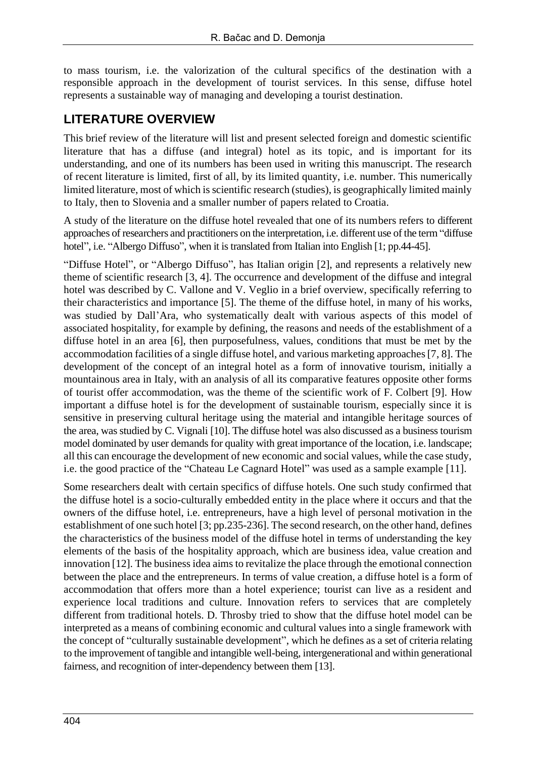to mass tourism, i.e. the valorization of the cultural specifics of the destination with a responsible approach in the development of tourist services. In this sense, diffuse hotel represents a sustainable way of managing and developing a tourist destination.

## LITERATURE OVERVIEW

This brief review of the literature will list and present selected foreign and domestic scientific literature that has a diffuse (and integral) hotel as its topic, and is important for its understanding, and one of its numbers has been used in writing this manuscript. The research of recent literature is limited, first of all, by its limited quantity, i.e. number. This numerically limited literature, most of which is scientific research (studies), is geographically limited mainly to Italy, then to Slovenia and a smaller number of papers related to Croatia.

A study of the literature on the diffuse hotel revealed that one of its numbers refers to different approaches of researchers and practitioners on the interpretation, i.e. different use of the term "diffuse hotel", i.e. "Albergo Diffuso", when it is translated from Italian into English [1; pp.44-45].

"Diffuse Hotel", or "Albergo Diffuso", has Italian origin [2], and represents a relatively new theme of scientific research [3, 4]. The occurrence and development of the diffuse and integral hotel was described by C. Vallone and V. Veglio in a brief overview, specifically referring to their characteristics and importance [5]. The theme of the diffuse hotel, in many of his works, was studied by Dall'Ara, who systematically dealt with various aspects of this model of associated hospitality, for example by defining, the reasons and needs of the establishment of a diffuse hotel in an area [6], then purposefulness, values, conditions that must be met by the accommodation facilities of a single diffuse hotel, and various marketing approaches [7, 8]. The development of the concept of an integral hotel as a form of innovative tourism, initially a mountainous area in Italy, with an analysis of all its comparative features opposite other forms of tourist offer accommodation, was the theme of the scientific work of F. Colbert [9]. How important a diffuse hotel is for the development of sustainable tourism, especially since it is sensitive in preserving cultural heritage using the material and intangible heritage sources of the area, was studied by C. Vignali [10]. The diffuse hotel was also discussed as a business tourism model dominated by user demands for quality with great importance of the location, i.e. landscape; all this can encourage the development of new economic and social values, while the case study, i.e. the good practice of the "Chateau Le Cagnard Hotel" was used as a sample example [11].

Some researchers dealt with certain specifics of diffuse hotels. One such study confirmed that the diffuse hotel is a socio-culturally embedded entity in the place where it occurs and that the owners of the diffuse hotel, i.e. entrepreneurs, have a high level of personal motivation in the establishment of one such hotel [3; pp.235-236]. The second research, on the other hand, defines the characteristics of the business model of the diffuse hotel in terms of understanding the key elements of the basis of the hospitality approach, which are business idea, value creation and innovation [12]. The business idea aims to revitalize the place through the emotional connection between the place and the entrepreneurs. In terms of value creation, a diffuse hotel is a form of accommodation that offers more than a hotel experience; tourist can live as a resident and experience local traditions and culture. Innovation refers to services that are completely different from traditional hotels. D. Throsby tried to show that the diffuse hotel model can be interpreted as a means of combining economic and cultural values into a single framework with the concept of "culturally sustainable development", which he defines as a set of criteria relating to the improvement of tangible and intangible well-being, intergenerational and within generational fairness, and recognition of inter-dependency between them [13].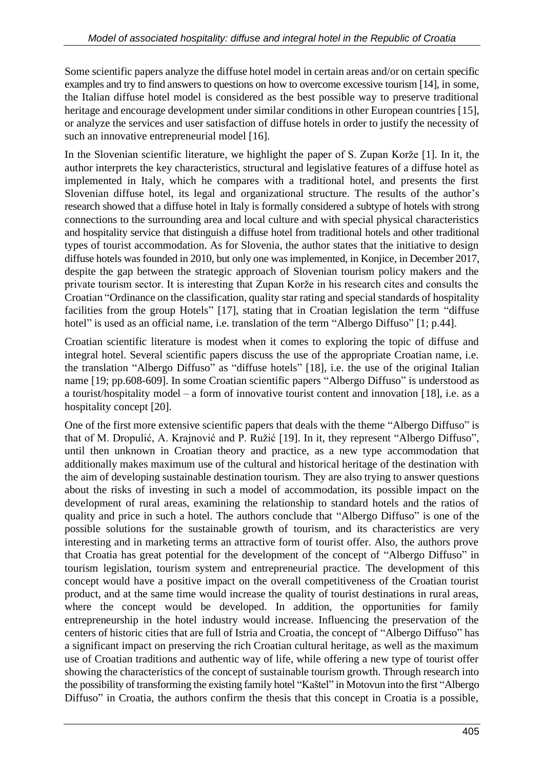Some scientific papers analyze the diffuse hotel model in certain areas and/or on certain specific examples and try to find answers to questions on how to overcome excessive tourism [14], in some, the Italian diffuse hotel model is considered as the best possible way to preserve traditional heritage and encourage development under similar conditions in other European countries [15], or analyze the services and user satisfaction of diffuse hotels in order to justify the necessity of such an innovative entrepreneurial model [16].

In the Slovenian scientific literature, we highlight the paper of S. Zupan Korže [1]. In it, the author interprets the key characteristics, structural and legislative features of a diffuse hotel as implemented in Italy, which he compares with a traditional hotel, and presents the first Slovenian diffuse hotel, its legal and organizational structure. The results of the author's research showed that a diffuse hotel in Italy is formally considered a subtype of hotels with strong connections to the surrounding area and local culture and with special physical characteristics and hospitality service that distinguish a diffuse hotel from traditional hotels and other traditional types of tourist accommodation. As for Slovenia, the author states that the initiative to design diffuse hotels was founded in 2010, but only one was implemented, in Konjice, in December 2017, despite the gap between the strategic approach of Slovenian tourism policy makers and the private tourism sector. It is interesting that Zupan Korže in his research cites and consults the Croatian "Ordinance on the classification, quality star rating and special standards of hospitality facilities from the group Hotels" [17], stating that in Croatian legislation the term "diffuse hotel" is used as an official name, i.e. translation of the term "Albergo Diffuso" [1; p.44].

Croatian scientific literature is modest when it comes to exploring the topic of diffuse and integral hotel. Several scientific papers discuss the use of the appropriate Croatian name, i.e. the translation "Albergo Diffuso" as "diffuse hotels" [18], i.e. the use of the original Italian name [19; pp.608-609]. In some Croatian scientific papers "Albergo Diffuso" is understood as a tourist/hospitality model – a form of innovative tourist content and innovation [18], i.e. as a hospitality concept [20].

One of the first more extensive scientific papers that deals with the theme "Albergo Diffuso" is that of M. Dropulić, A. Krajnović and P. Ružić [19]. In it, they represent "Albergo Diffuso", until then unknown in Croatian theory and practice, as a new type accommodation that additionally makes maximum use of the cultural and historical heritage of the destination with the aim of developing sustainable destination tourism. They are also trying to answer questions about the risks of investing in such a model of accommodation, its possible impact on the development of rural areas, examining the relationship to standard hotels and the ratios of quality and price in such a hotel. The authors conclude that "Albergo Diffuso" is one of the possible solutions for the sustainable growth of tourism, and its characteristics are very interesting and in marketing terms an attractive form of tourist offer. Also, the authors prove that Croatia has great potential for the development of the concept of "Albergo Diffuso" in tourism legislation, tourism system and entrepreneurial practice. The development of this concept would have a positive impact on the overall competitiveness of the Croatian tourist product, and at the same time would increase the quality of tourist destinations in rural areas, where the concept would be developed. In addition, the opportunities for family entrepreneurship in the hotel industry would increase. Influencing the preservation of the centers of historic cities that are full of Istria and Croatia, the concept of "Albergo Diffuso" has a significant impact on preserving the rich Croatian cultural heritage, as well as the maximum use of Croatian traditions and authentic way of life, while offering a new type of tourist offer showing the characteristics of the concept of sustainable tourism growth. Through research into the possibility of transforming the existing family hotel "Kaštel" in Motovun into the first "Albergo Diffuso" in Croatia, the authors confirm the thesis that this concept in Croatia is a possible,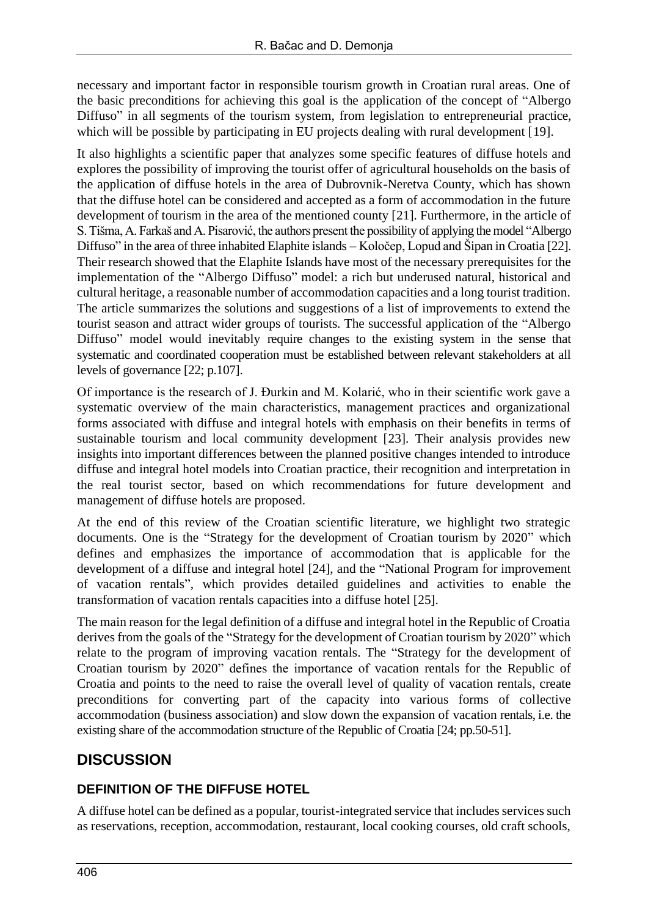necessary and important factor in responsible tourism growth in Croatian rural areas. One of the basic preconditions for achieving this goal is the application of the concept of "Albergo Diffuso" in all segments of the tourism system, from legislation to entrepreneurial practice, which will be possible by participating in EU projects dealing with rural development [19].

It also highlights a scientific paper that analyzes some specific features of diffuse hotels and explores the possibility of improving the tourist offer of agricultural households on the basis of the application of diffuse hotels in the area of Dubrovnik-Neretva County, which has shown that the diffuse hotel can be considered and accepted as a form of accommodation in the future development of tourism in the area of the mentioned county [21]. Furthermore, in the article of S. Tišma, A. Farkaš and A. Pisarović, the authors present the possibility of applying the model "Albergo Diffuso" in the area of three inhabited Elaphite islands – Koločep, Lopud and Šipan in Croatia [22]. Their research showed that the Elaphite Islands have most of the necessary prerequisites for the implementation of the "Albergo Diffuso" model: a rich but underused natural, historical and cultural heritage, a reasonable number of accommodation capacities and a long tourist tradition. The article summarizes the solutions and suggestions of a list of improvements to extend the tourist season and attract wider groups of tourists. The successful application of the "Albergo Diffuso" model would inevitably require changes to the existing system in the sense that systematic and coordinated cooperation must be established between relevant stakeholders at all levels of governance [22; p.107].

Of importance is the research of J. Đurkin and M. Kolarić, who in their scientific work gave a systematic overview of the main characteristics, management practices and organizational forms associated with diffuse and integral hotels with emphasis on their benefits in terms of sustainable tourism and local community development [23]. Their analysis provides new insights into important differences between the planned positive changes intended to introduce diffuse and integral hotel models into Croatian practice, their recognition and interpretation in the real tourist sector, based on which recommendations for future development and management of diffuse hotels are proposed.

At the end of this review of the Croatian scientific literature, we highlight two strategic documents. One is the "Strategy for the development of Croatian tourism by 2020" which defines and emphasizes the importance of accommodation that is applicable for the development of a diffuse and integral hotel [24], and the "National Program for improvement of vacation rentals", which provides detailed guidelines and activities to enable the transformation of vacation rentals capacities into a diffuse hotel [25].

The main reason for the legal definition of a diffuse and integral hotel in the Republic of Croatia derives from the goals of the "Strategy for the development of Croatian tourism by 2020" which relate to the program of improving vacation rentals. The "Strategy for the development of Croatian tourism by 2020" defines the importance of vacation rentals for the Republic of Croatia and points to the need to raise the overall level of quality of vacation rentals, create preconditions for converting part of the capacity into various forms of collective accommodation (business association) and slow down the expansion of vacation rentals, i.e. the existing share of the accommodation structure of the Republic of Croatia [24; pp.50-51].

## DISCUSSION

### DEFINITION OF THE DIFFUSE HOTEL

A diffuse hotel can be defined as a popular, tourist-integrated service that includes services such as reservations, reception, accommodation, restaurant, local cooking courses, old craft schools,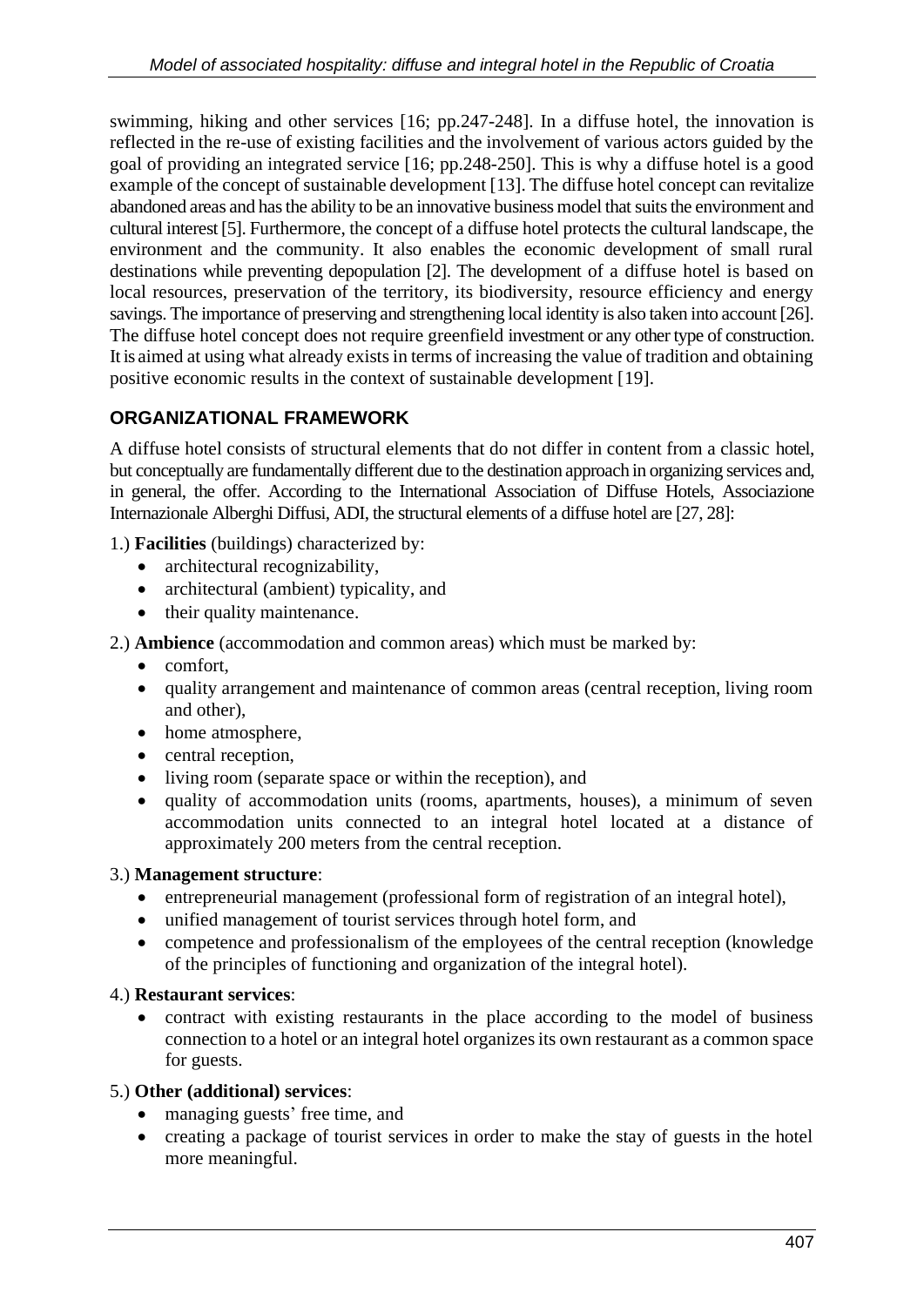swimming, hiking and other services [16; pp.247-248]. In a diffuse hotel, the innovation is reflected in the re-use of existing facilities and the involvement of various actors guided by the goal of providing an integrated service [16; pp.248-250]. This is why a diffuse hotel is a good example of the concept of sustainable development [13]. The diffuse hotel concept can revitalize abandoned areas and has the ability to be an innovative business model that suits the environment and cultural interest [5]. Furthermore, the concept of a diffuse hotel protects the cultural landscape, the environment and the community. It also enables the economic development of small rural destinations while preventing depopulation [2]. The development of a diffuse hotel is based on local resources, preservation of the territory, its biodiversity, resource efficiency and energy savings. The importance of preserving and strengthening local identity is also taken into account [26]. The diffuse hotel concept does not require greenfield investment or any other type of construction. It is aimed at using what already exists in terms of increasing the value of tradition and obtaining positive economic results in the context of sustainable development [19].

## ORGANIZATIONAL FRAMEWORK

A diffuse hotel consists of structural elements that do not differ in content from a classic hotel, but conceptually are fundamentally different due to the destination approach in organizing services and, in general, the offer. According to the International Association of Diffuse Hotels, Associazione Internazionale Alberghi Diffusi, ADI, the structural elements of a diffuse hotel are [27, 28]:

1.) **Facilities** (buildings) characterized by:

- architectural recognizability,
- architectural (ambient) typicality, and
- their quality maintenance.

2.) **Ambience** (accommodation and common areas) which must be marked by:

- comfort,
- quality arrangement and maintenance of common areas (central reception, living room and other),
- home atmosphere,
- central reception,
- living room (separate space or within the reception), and
- quality of accommodation units (rooms, apartments, houses), a minimum of seven accommodation units connected to an integral hotel located at a distance of approximately 200 meters from the central reception.

3.) **Management structure**:

- entrepreneurial management (professional form of registration of an integral hotel),
- unified management of tourist services through hotel form, and
- competence and professionalism of the employees of the central reception (knowledge of the principles of functioning and organization of the integral hotel).

4.) **Restaurant services**:

- contract with existing restaurants in the place according to the model of business connection to a hotel or an integral hotel organizes its own restaurant as a common space for guests.

5.) **Other (additional) services**:

- managing guests' free time, and
- creating a package of tourist services in order to make the stay of guests in the hotel more meaningful.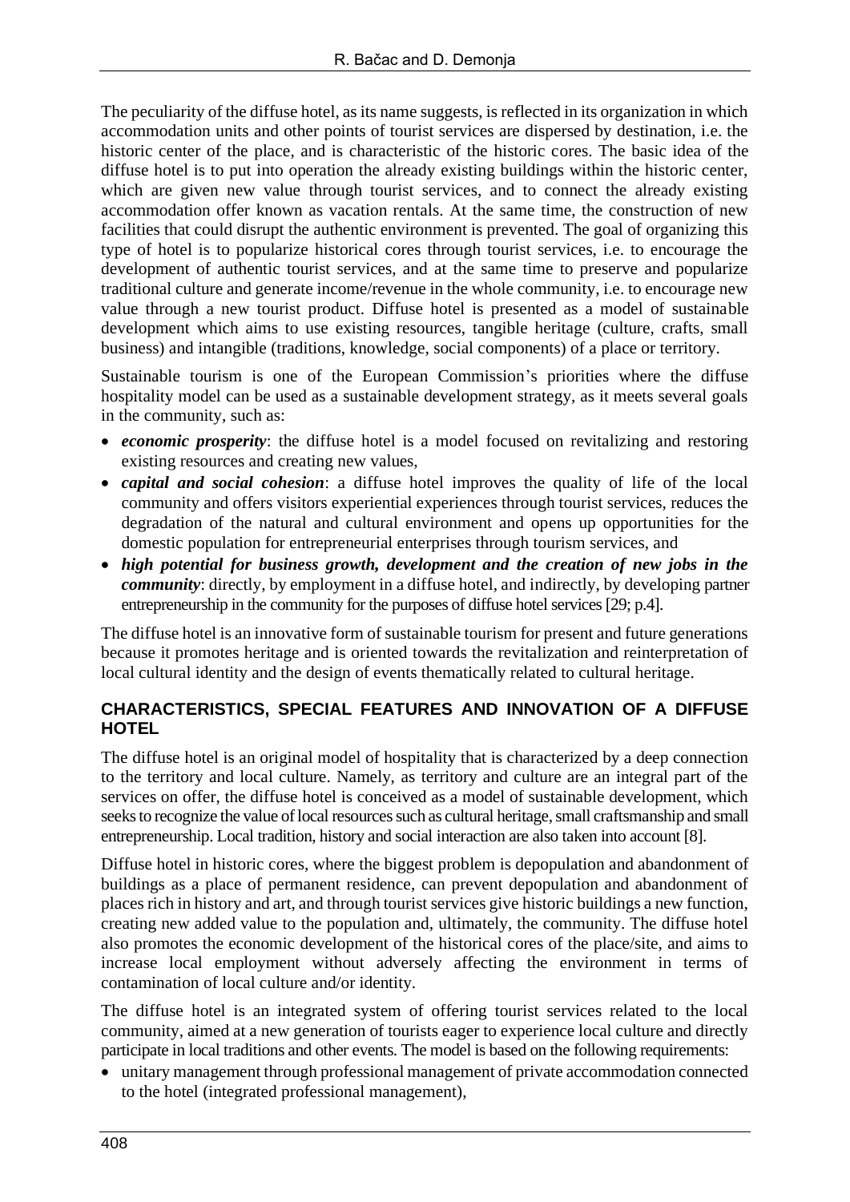The peculiarity of the diffuse hotel, as its name suggests, is reflected in its organization in which accommodation units and other points of tourist services are dispersed by destination, i.e. the historic center of the place, and is characteristic of the historic cores. The basic idea of the diffuse hotel is to put into operation the already existing buildings within the historic center, which are given new value through tourist services, and to connect the already existing accommodation offer known as vacation rentals. At the same time, the construction of new facilities that could disrupt the authentic environment is prevented. The goal of organizing this type of hotel is to popularize historical cores through tourist services, i.e. to encourage the development of authentic tourist services, and at the same time to preserve and popularize traditional culture and generate income/revenue in the whole community, i.e. to encourage new value through a new tourist product. Diffuse hotel is presented as a model of sustainable development which aims to use existing resources, tangible heritage (culture, crafts, small business) and intangible (traditions, knowledge, social components) of a place or territory.

Sustainable tourism is one of the European Commission's priorities where the diffuse hospitality model can be used as a sustainable development strategy, as it meets several goals in the community, such as:

- ***economic prosperity***: the diffuse hotel is a model focused on revitalizing and restoring existing resources and creating new values,
- ***capital and social cohesion***: a diffuse hotel improves the quality of life of the local community and offers visitors experiential experiences through tourist services, reduces the degradation of the natural and cultural environment and opens up opportunities for the domestic population for entrepreneurial enterprises through tourism services, and
- ***high potential for business growth, development and the creation of new jobs in the community***: directly, by employment in a diffuse hotel, and indirectly, by developing partner entrepreneurship in the community for the purposes of diffuse hotel services [29; p.4].

The diffuse hotel is an innovative form of sustainable tourism for present and future generations because it promotes heritage and is oriented towards the revitalization and reinterpretation of local cultural identity and the design of events thematically related to cultural heritage.

## CHARACTERISTICS, SPECIAL FEATURES AND INNOVATION OF A DIFFUSE HOTEL

The diffuse hotel is an original model of hospitality that is characterized by a deep connection to the territory and local culture. Namely, as territory and culture are an integral part of the services on offer, the diffuse hotel is conceived as a model of sustainable development, which seeks to recognize the value of local resources such as cultural heritage, small craftsmanship and small entrepreneurship. Local tradition, history and social interaction are also taken into account [8].

Diffuse hotel in historic cores, where the biggest problem is depopulation and abandonment of buildings as a place of permanent residence, can prevent depopulation and abandonment of places rich in history and art, and through tourist services give historic buildings a new function, creating new added value to the population and, ultimately, the community. The diffuse hotel also promotes the economic development of the historical cores of the place/site, and aims to increase local employment without adversely affecting the environment in terms of contamination of local culture and/or identity.

The diffuse hotel is an integrated system of offering tourist services related to the local community, aimed at a new generation of tourists eager to experience local culture and directly participate in local traditions and other events. The model is based on the following requirements:

- unitary management through professional management of private accommodation connected to the hotel (integrated professional management),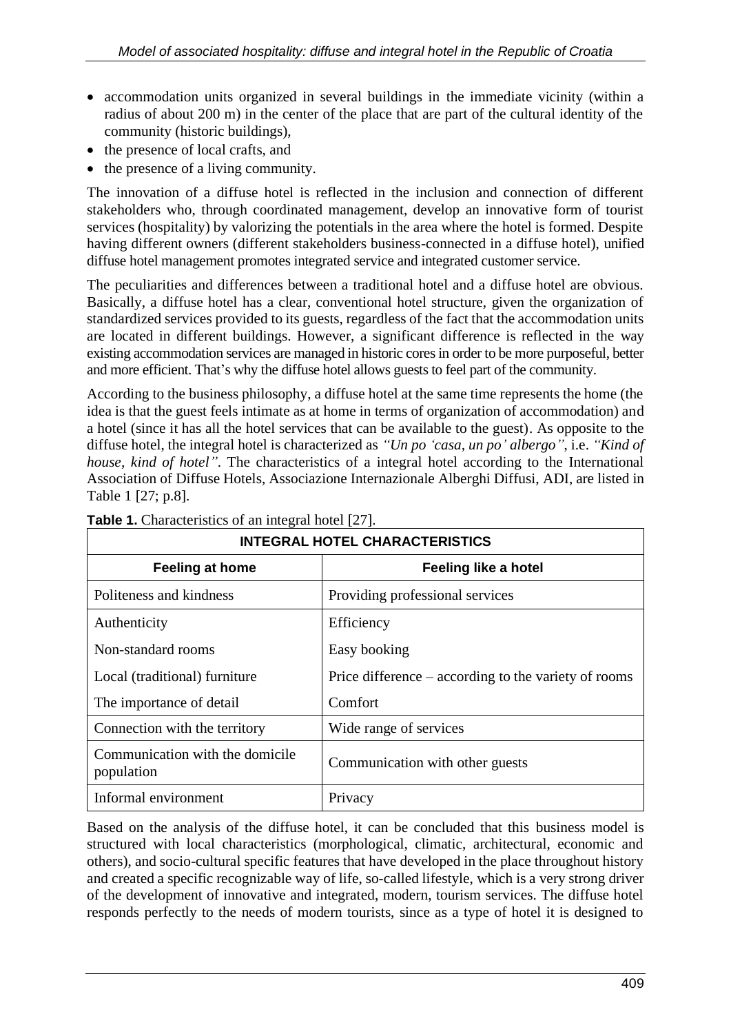- accommodation units organized in several buildings in the immediate vicinity (within a radius of about 200 m) in the center of the place that are part of the cultural identity of the community (historic buildings),
- the presence of local crafts, and
- the presence of a living community.

The innovation of a diffuse hotel is reflected in the inclusion and connection of different stakeholders who, through coordinated management, develop an innovative form of tourist services (hospitality) by valorizing the potentials in the area where the hotel is formed. Despite having different owners (different stakeholders business-connected in a diffuse hotel), unified diffuse hotel management promotes integrated service and integrated customer service.

The peculiarities and differences between a traditional hotel and a diffuse hotel are obvious. Basically, a diffuse hotel has a clear, conventional hotel structure, given the organization of standardized services provided to its guests, regardless of the fact that the accommodation units are located in different buildings. However, a significant difference is reflected in the way existing accommodation services are managed in historic cores in order to be more purposeful, better and more efficient. That's why the diffuse hotel allows guests to feel part of the community.

According to the business philosophy, a diffuse hotel at the same time represents the home (the idea is that the guest feels intimate as at home in terms of organization of accommodation) and a hotel (since it has all the hotel services that can be available to the guest). As opposite to the diffuse hotel, the integral hotel is characterized as *"Un po 'casa, un po' albergo"*, i.e. *"Kind of house, kind of hotel"*. The characteristics of a integral hotel according to the International Association of Diffuse Hotels, Associazione Internazionale Alberghi Diffusi, ADI, are listed in Table 1 [27; p.8].

**Table 1.** Characteristics of an integral hotel [27].

| **INTEGRAL HOTEL CHARACTERISTICS** | |
|---|---|
| **Feeling at home** | **Feeling like a hotel** |
| Politeness and kindness | Providing professional services |
| Authenticity | Efficiency |
| Non-standard rooms | Easy booking |
| Local (traditional) furniture | Price difference – according to the variety of rooms |
| The importance of detail | Comfort |
| Connection with the territory | Wide range of services |
| Communication with the domicile population | Communication with other guests |
| Informal environment | Privacy |

Based on the analysis of the diffuse hotel, it can be concluded that this business model is structured with local characteristics (morphological, climatic, architectural, economic and others), and socio-cultural specific features that have developed in the place throughout history and created a specific recognizable way of life, so-called lifestyle, which is a very strong driver of the development of innovative and integrated, modern, tourism services. The diffuse hotel responds perfectly to the needs of modern tourists, since as a type of hotel it is designed to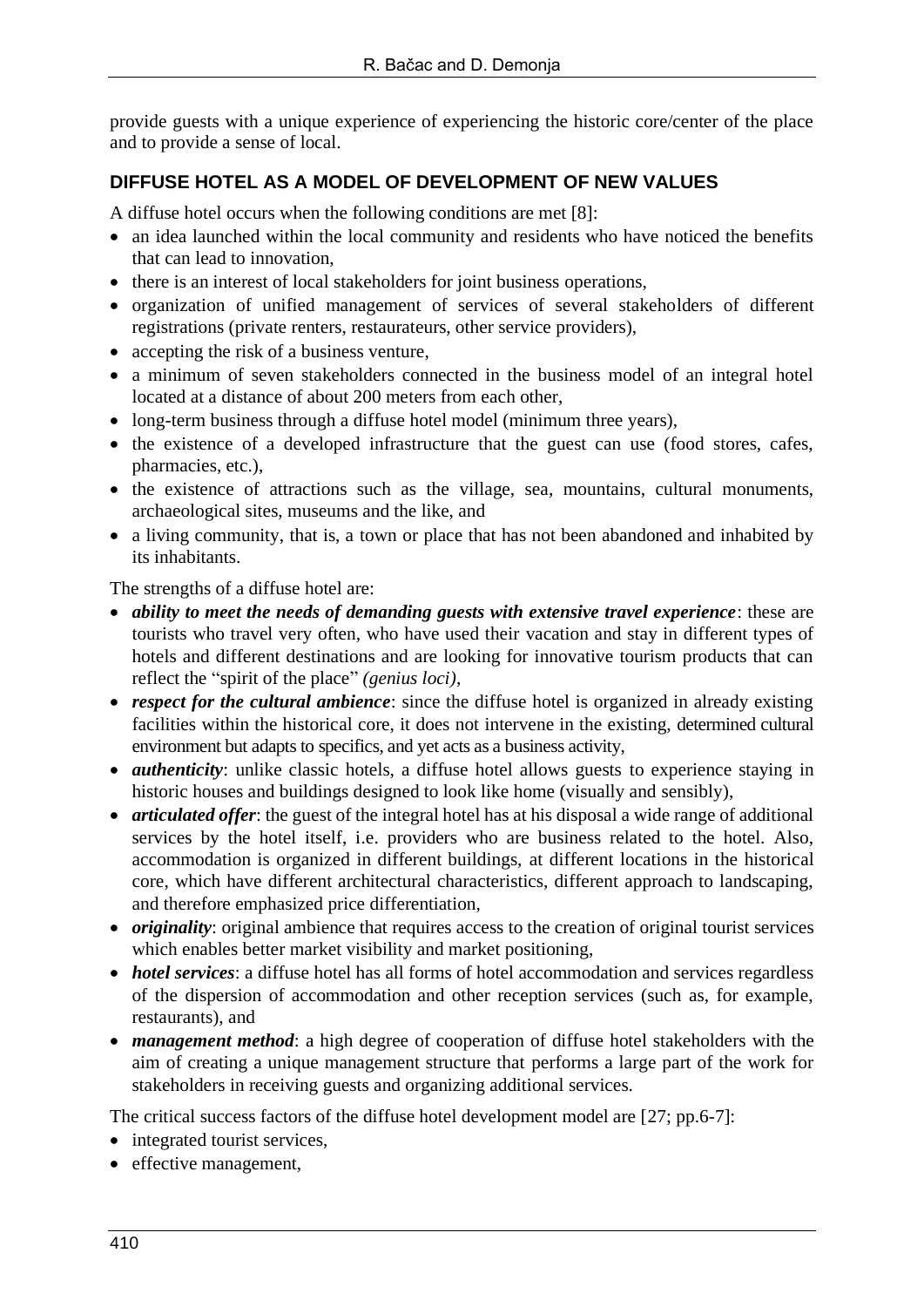provide guests with a unique experience of experiencing the historic core/center of the place and to provide a sense of local.

## DIFFUSE HOTEL AS A MODEL OF DEVELOPMENT OF NEW VALUES

A diffuse hotel occurs when the following conditions are met [8]:

- an idea launched within the local community and residents who have noticed the benefits that can lead to innovation,
- there is an interest of local stakeholders for joint business operations,
- organization of unified management of services of several stakeholders of different registrations (private renters, restaurateurs, other service providers),
- accepting the risk of a business venture,
- a minimum of seven stakeholders connected in the business model of an integral hotel located at a distance of about 200 meters from each other,
- long-term business through a diffuse hotel model (minimum three years),
- the existence of a developed infrastructure that the guest can use (food stores, cafes, pharmacies, etc.),
- the existence of attractions such as the village, sea, mountains, cultural monuments, archaeological sites, museums and the like, and
- a living community, that is, a town or place that has not been abandoned and inhabited by its inhabitants.

The strengths of a diffuse hotel are:

- ***ability to meet the needs of demanding guests with extensive travel experience***: these are tourists who travel very often, who have used their vacation and stay in different types of hotels and different destinations and are looking for innovative tourism products that can reflect the "spirit of the place" *(genius loci)*,
- ***respect for the cultural ambience***: since the diffuse hotel is organized in already existing facilities within the historical core, it does not intervene in the existing, determined cultural environment but adapts to specifics, and yet acts as a business activity,
- ***authenticity***: unlike classic hotels, a diffuse hotel allows guests to experience staying in historic houses and buildings designed to look like home (visually and sensibly),
- ***articulated offer***: the guest of the integral hotel has at his disposal a wide range of additional services by the hotel itself, i.e. providers who are business related to the hotel. Also, accommodation is organized in different buildings, at different locations in the historical core, which have different architectural characteristics, different approach to landscaping, and therefore emphasized price differentiation,
- ***originality***: original ambience that requires access to the creation of original tourist services which enables better market visibility and market positioning,
- ***hotel services***: a diffuse hotel has all forms of hotel accommodation and services regardless of the dispersion of accommodation and other reception services (such as, for example, restaurants), and
- ***management method***: a high degree of cooperation of diffuse hotel stakeholders with the aim of creating a unique management structure that performs a large part of the work for stakeholders in receiving guests and organizing additional services.

The critical success factors of the diffuse hotel development model are [27; pp.6-7]:

- integrated tourist services,
- effective management,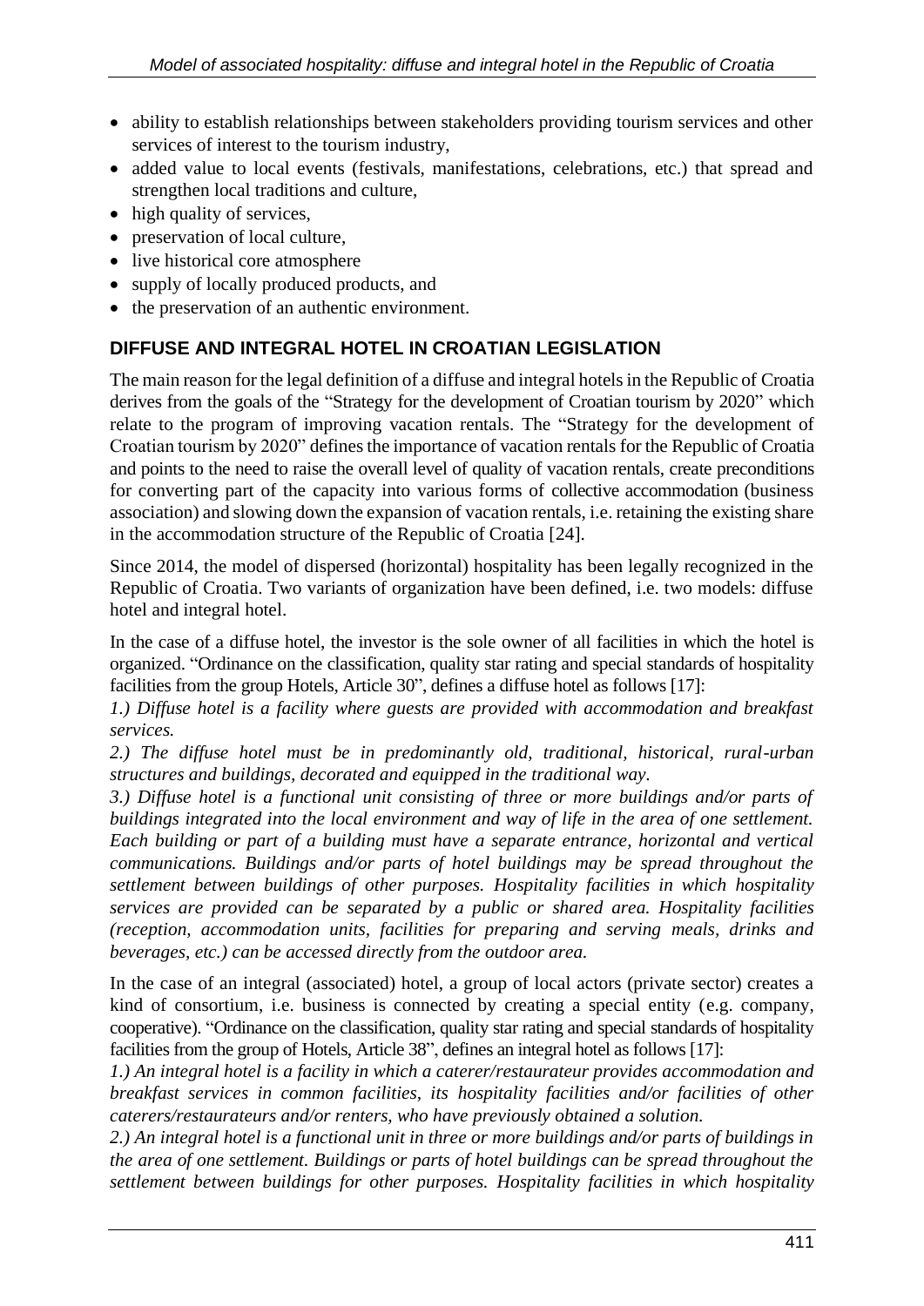- ability to establish relationships between stakeholders providing tourism services and other services of interest to the tourism industry,
- added value to local events (festivals, manifestations, celebrations, etc.) that spread and strengthen local traditions and culture,
- high quality of services,
- preservation of local culture,
- live historical core atmosphere
- supply of locally produced products, and
- the preservation of an authentic environment.

## DIFFUSE AND INTEGRAL HOTEL IN CROATIAN LEGISLATION

The main reason for the legal definition of a diffuse and integral hotels in the Republic of Croatia derives from the goals of the "Strategy for the development of Croatian tourism by 2020" which relate to the program of improving vacation rentals. The "Strategy for the development of Croatian tourism by 2020" defines the importance of vacation rentals for the Republic of Croatia and points to the need to raise the overall level of quality of vacation rentals, create preconditions for converting part of the capacity into various forms of collective accommodation (business association) and slowing down the expansion of vacation rentals, i.e. retaining the existing share in the accommodation structure of the Republic of Croatia [24].

Since 2014, the model of dispersed (horizontal) hospitality has been legally recognized in the Republic of Croatia. Two variants of organization have been defined, i.e. two models: diffuse hotel and integral hotel.

In the case of a diffuse hotel, the investor is the sole owner of all facilities in which the hotel is organized. "Ordinance on the classification, quality star rating and special standards of hospitality facilities from the group Hotels, Article 30", defines a diffuse hotel as follows [17]:

*1.) Diffuse hotel is a facility where guests are provided with accommodation and breakfast services.*

*2.) The diffuse hotel must be in predominantly old, traditional, historical, rural-urban structures and buildings, decorated and equipped in the traditional way.*

*3.) Diffuse hotel is a functional unit consisting of three or more buildings and/or parts of buildings integrated into the local environment and way of life in the area of one settlement. Each building or part of a building must have a separate entrance, horizontal and vertical communications. Buildings and/or parts of hotel buildings may be spread throughout the settlement between buildings of other purposes. Hospitality facilities in which hospitality services are provided can be separated by a public or shared area. Hospitality facilities (reception, accommodation units, facilities for preparing and serving meals, drinks and beverages, etc.) can be accessed directly from the outdoor area.*

In the case of an integral (associated) hotel, a group of local actors (private sector) creates a kind of consortium, i.e. business is connected by creating a special entity (e.g. company, cooperative). "Ordinance on the classification, quality star rating and special standards of hospitality facilities from the group of Hotels, Article 38", defines an integral hotel as follows [17]:

*1.) An integral hotel is a facility in which a caterer/restaurateur provides accommodation and breakfast services in common facilities, its hospitality facilities and/or facilities of other caterers/restaurateurs and/or renters, who have previously obtained a solution.*

*2.) An integral hotel is a functional unit in three or more buildings and/or parts of buildings in the area of one settlement. Buildings or parts of hotel buildings can be spread throughout the settlement between buildings for other purposes. Hospitality facilities in which hospitality*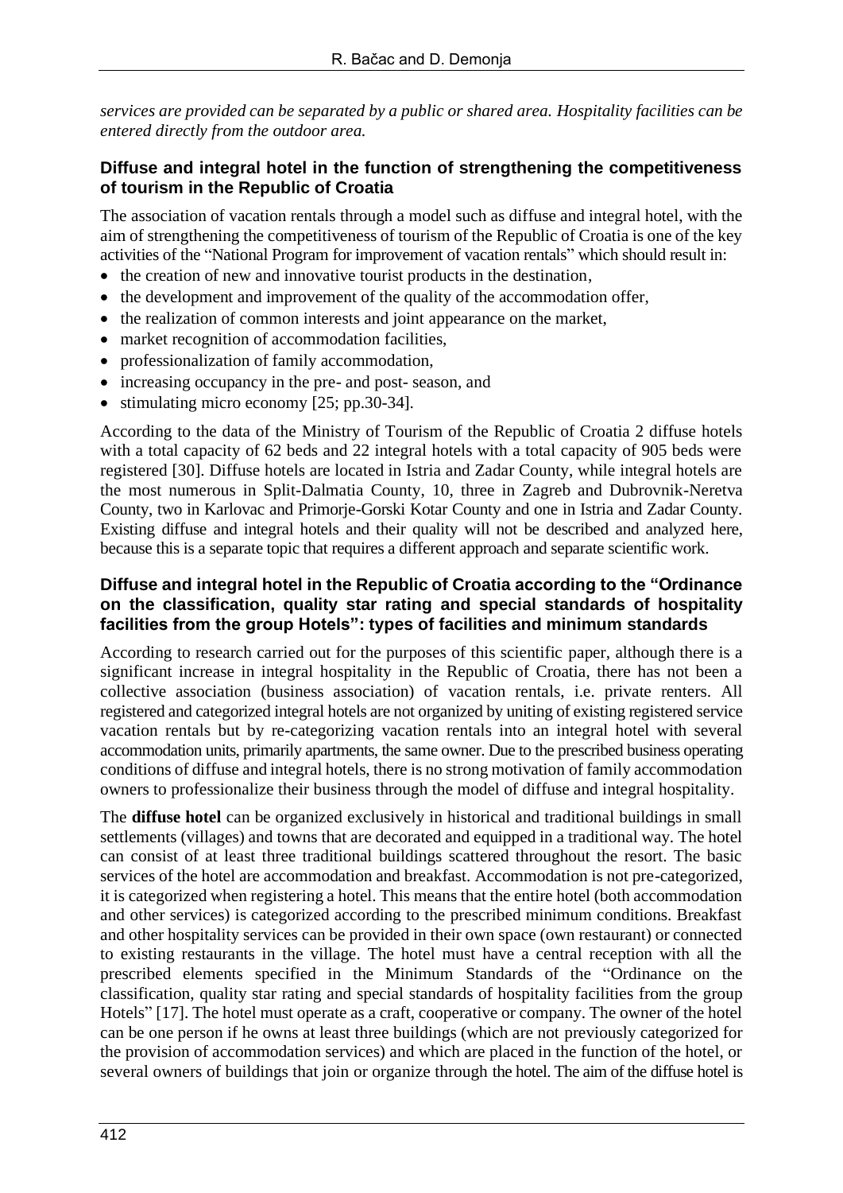*services are provided can be separated by a public or shared area. Hospitality facilities can be entered directly from the outdoor area.*

### Diffuse and integral hotel in the function of strengthening the competitiveness of tourism in the Republic of Croatia

The association of vacation rentals through a model such as diffuse and integral hotel, with the aim of strengthening the competitiveness of tourism of the Republic of Croatia is one of the key activities of the "National Program for improvement of vacation rentals" which should result in:

- the creation of new and innovative tourist products in the destination,
- the development and improvement of the quality of the accommodation offer,
- the realization of common interests and joint appearance on the market,
- market recognition of accommodation facilities,
- professionalization of family accommodation,
- increasing occupancy in the pre- and post- season, and
- stimulating micro economy [25; pp.30-34].

According to the data of the Ministry of Tourism of the Republic of Croatia 2 diffuse hotels with a total capacity of 62 beds and 22 integral hotels with a total capacity of 905 beds were registered [30]. Diffuse hotels are located in Istria and Zadar County, while integral hotels are the most numerous in Split-Dalmatia County, 10, three in Zagreb and Dubrovnik-Neretva County, two in Karlovac and Primorje-Gorski Kotar County and one in Istria and Zadar County. Existing diffuse and integral hotels and their quality will not be described and analyzed here, because this is a separate topic that requires a different approach and separate scientific work.

### Diffuse and integral hotel in the Republic of Croatia according to the "Ordinance on the classification, quality star rating and special standards of hospitality facilities from the group Hotels": types of facilities and minimum standards

According to research carried out for the purposes of this scientific paper, although there is a significant increase in integral hospitality in the Republic of Croatia, there has not been a collective association (business association) of vacation rentals, i.e. private renters. All registered and categorized integral hotels are not organized by uniting of existing registered service vacation rentals but by re-categorizing vacation rentals into an integral hotel with several accommodation units, primarily apartments, the same owner. Due to the prescribed business operating conditions of diffuse and integral hotels, there is no strong motivation of family accommodation owners to professionalize their business through the model of diffuse and integral hospitality.

The **diffuse hotel** can be organized exclusively in historical and traditional buildings in small settlements (villages) and towns that are decorated and equipped in a traditional way. The hotel can consist of at least three traditional buildings scattered throughout the resort. The basic services of the hotel are accommodation and breakfast. Accommodation is not pre-categorized, it is categorized when registering a hotel. This means that the entire hotel (both accommodation and other services) is categorized according to the prescribed minimum conditions. Breakfast and other hospitality services can be provided in their own space (own restaurant) or connected to existing restaurants in the village. The hotel must have a central reception with all the prescribed elements specified in the Minimum Standards of the "Ordinance on the classification, quality star rating and special standards of hospitality facilities from the group Hotels" [17]. The hotel must operate as a craft, cooperative or company. The owner of the hotel can be one person if he owns at least three buildings (which are not previously categorized for the provision of accommodation services) and which are placed in the function of the hotel, or several owners of buildings that join or organize through the hotel. The aim of the diffuse hotel is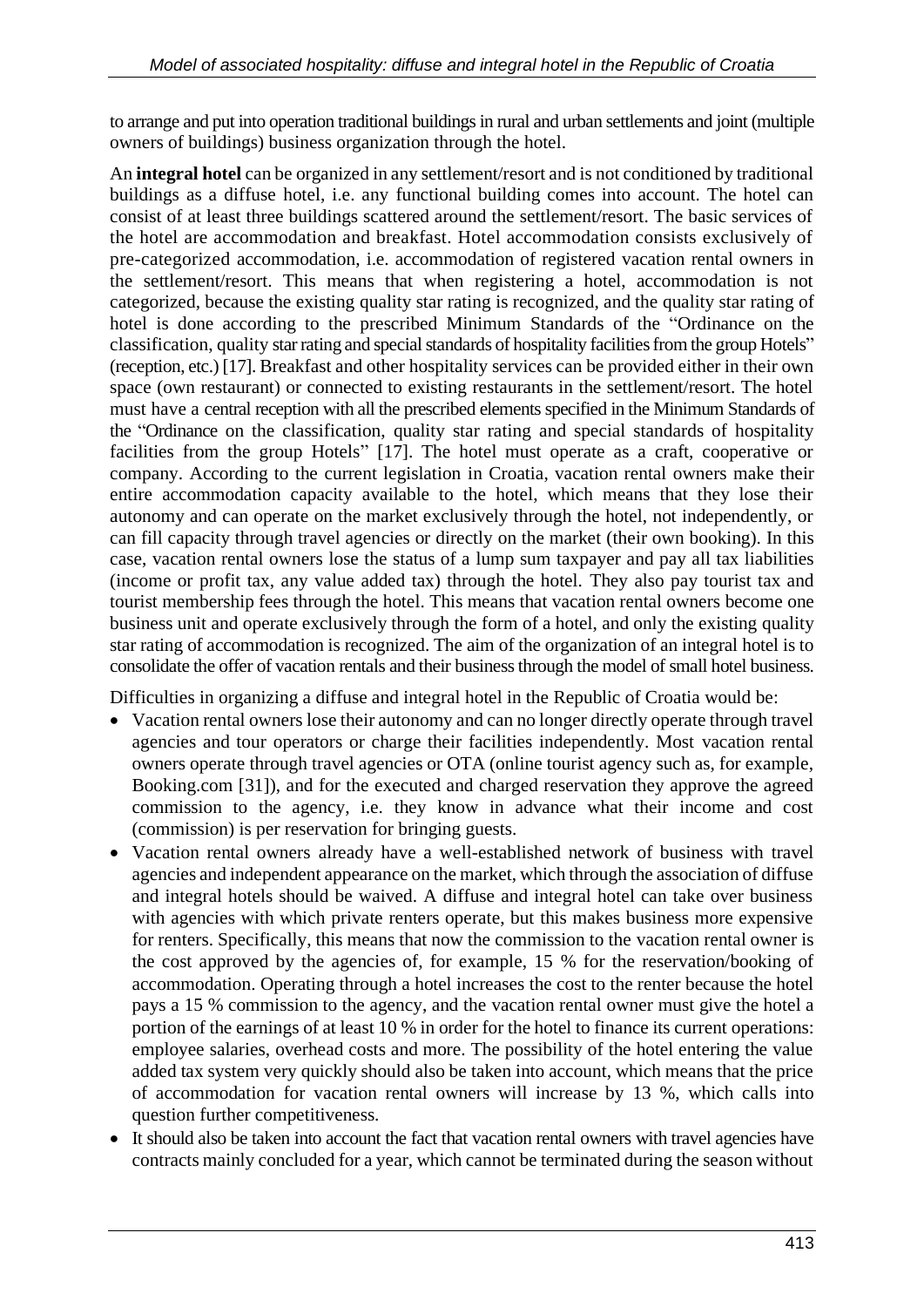to arrange and put into operation traditional buildings in rural and urban settlements and joint (multiple owners of buildings) business organization through the hotel.

An **integral hotel** can be organized in any settlement/resort and is not conditioned by traditional buildings as a diffuse hotel, i.e. any functional building comes into account. The hotel can consist of at least three buildings scattered around the settlement/resort. The basic services of the hotel are accommodation and breakfast. Hotel accommodation consists exclusively of pre-categorized accommodation, i.e. accommodation of registered vacation rental owners in the settlement/resort. This means that when registering a hotel, accommodation is not categorized, because the existing quality star rating is recognized, and the quality star rating of hotel is done according to the prescribed Minimum Standards of the "Ordinance on the classification, quality star rating and special standards of hospitality facilities from the group Hotels" (reception, etc.) [17]. Breakfast and other hospitality services can be provided either in their own space (own restaurant) or connected to existing restaurants in the settlement/resort. The hotel must have a central reception with all the prescribed elements specified in the Minimum Standards of the "Ordinance on the classification, quality star rating and special standards of hospitality facilities from the group Hotels" [17]. The hotel must operate as a craft, cooperative or company. According to the current legislation in Croatia, vacation rental owners make their entire accommodation capacity available to the hotel, which means that they lose their autonomy and can operate on the market exclusively through the hotel, not independently, or can fill capacity through travel agencies or directly on the market (their own booking). In this case, vacation rental owners lose the status of a lump sum taxpayer and pay all tax liabilities (income or profit tax, any value added tax) through the hotel. They also pay tourist tax and tourist membership fees through the hotel. This means that vacation rental owners become one business unit and operate exclusively through the form of a hotel, and only the existing quality star rating of accommodation is recognized. The aim of the organization of an integral hotel is to consolidate the offer of vacation rentals and their business through the model of small hotel business.

Difficulties in organizing a diffuse and integral hotel in the Republic of Croatia would be:

- Vacation rental owners lose their autonomy and can no longer directly operate through travel agencies and tour operators or charge their facilities independently. Most vacation rental owners operate through travel agencies or OTA (online tourist agency such as, for example, Booking.com [31]), and for the executed and charged reservation they approve the agreed commission to the agency, i.e. they know in advance what their income and cost (commission) is per reservation for bringing guests.
- Vacation rental owners already have a well-established network of business with travel agencies and independent appearance on the market, which through the association of diffuse and integral hotels should be waived. A diffuse and integral hotel can take over business with agencies with which private renters operate, but this makes business more expensive for renters. Specifically, this means that now the commission to the vacation rental owner is the cost approved by the agencies of, for example, 15 % for the reservation/booking of accommodation. Operating through a hotel increases the cost to the renter because the hotel pays a 15 % commission to the agency, and the vacation rental owner must give the hotel a portion of the earnings of at least 10 % in order for the hotel to finance its current operations: employee salaries, overhead costs and more. The possibility of the hotel entering the value added tax system very quickly should also be taken into account, which means that the price of accommodation for vacation rental owners will increase by 13 %, which calls into question further competitiveness.
- It should also be taken into account the fact that vacation rental owners with travel agencies have contracts mainly concluded for a year, which cannot be terminated during the season without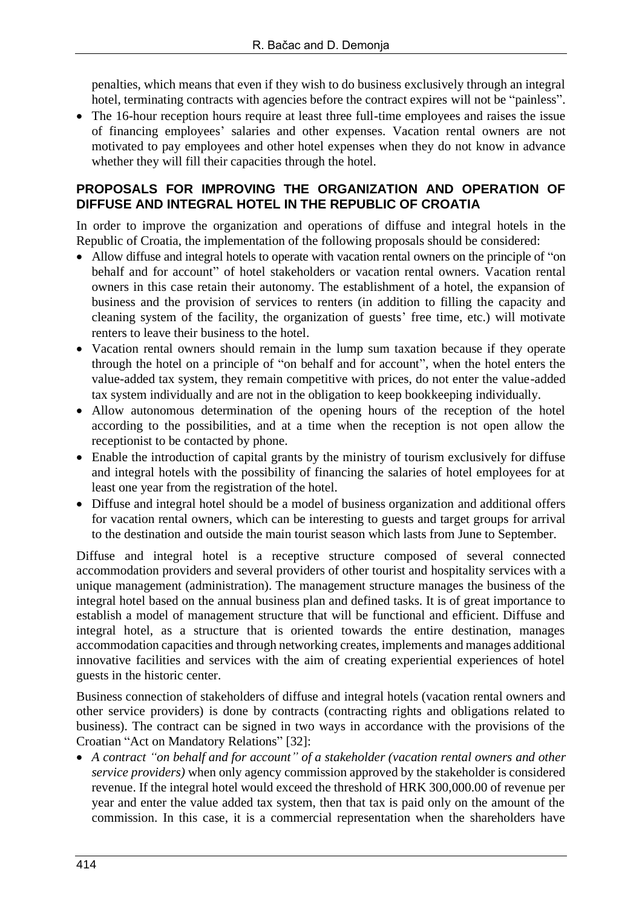penalties, which means that even if they wish to do business exclusively through an integral hotel, terminating contracts with agencies before the contract expires will not be "painless".

- The 16-hour reception hours require at least three full-time employees and raises the issue of financing employees' salaries and other expenses. Vacation rental owners are not motivated to pay employees and other hotel expenses when they do not know in advance whether they will fill their capacities through the hotel.

## PROPOSALS FOR IMPROVING THE ORGANIZATION AND OPERATION OF DIFFUSE AND INTEGRAL HOTEL IN THE REPUBLIC OF CROATIA

In order to improve the organization and operations of diffuse and integral hotels in the Republic of Croatia, the implementation of the following proposals should be considered:

- Allow diffuse and integral hotels to operate with vacation rental owners on the principle of "on behalf and for account" of hotel stakeholders or vacation rental owners. Vacation rental owners in this case retain their autonomy. The establishment of a hotel, the expansion of business and the provision of services to renters (in addition to filling the capacity and cleaning system of the facility, the organization of guests' free time, etc.) will motivate renters to leave their business to the hotel.
- Vacation rental owners should remain in the lump sum taxation because if they operate through the hotel on a principle of "on behalf and for account", when the hotel enters the value-added tax system, they remain competitive with prices, do not enter the value-added tax system individually and are not in the obligation to keep bookkeeping individually.
- Allow autonomous determination of the opening hours of the reception of the hotel according to the possibilities, and at a time when the reception is not open allow the receptionist to be contacted by phone.
- Enable the introduction of capital grants by the ministry of tourism exclusively for diffuse and integral hotels with the possibility of financing the salaries of hotel employees for at least one year from the registration of the hotel.
- Diffuse and integral hotel should be a model of business organization and additional offers for vacation rental owners, which can be interesting to guests and target groups for arrival to the destination and outside the main tourist season which lasts from June to September.

Diffuse and integral hotel is a receptive structure composed of several connected accommodation providers and several providers of other tourist and hospitality services with a unique management (administration). The management structure manages the business of the integral hotel based on the annual business plan and defined tasks. It is of great importance to establish a model of management structure that will be functional and efficient. Diffuse and integral hotel, as a structure that is oriented towards the entire destination, manages accommodation capacities and through networking creates, implements and manages additional innovative facilities and services with the aim of creating experiential experiences of hotel guests in the historic center.

Business connection of stakeholders of diffuse and integral hotels (vacation rental owners and other service providers) is done by contracts (contracting rights and obligations related to business). The contract can be signed in two ways in accordance with the provisions of the Croatian "Act on Mandatory Relations" [32]:

- *A contract "on behalf and for account" of a stakeholder (vacation rental owners and other service providers)* when only agency commission approved by the stakeholder is considered revenue. If the integral hotel would exceed the threshold of HRK 300,000.00 of revenue per year and enter the value added tax system, then that tax is paid only on the amount of the commission. In this case, it is a commercial representation when the shareholders have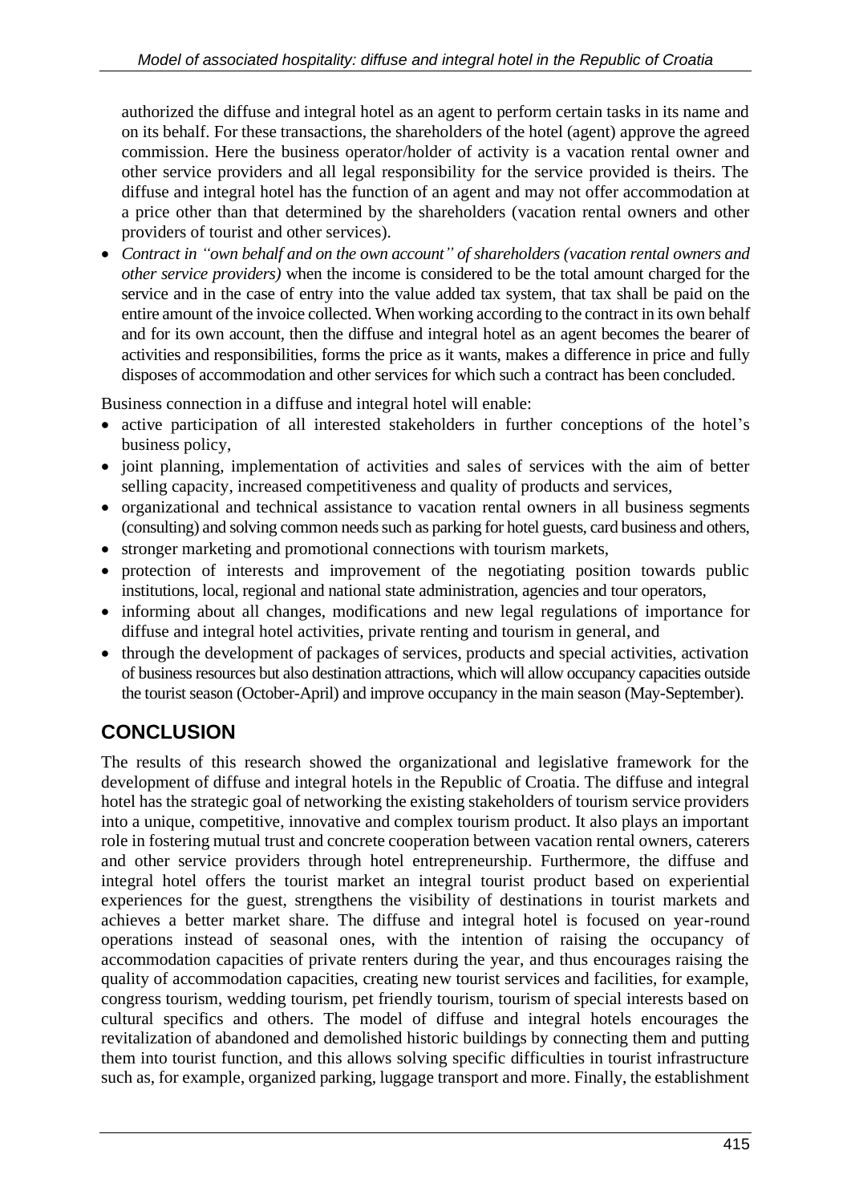authorized the diffuse and integral hotel as an agent to perform certain tasks in its name and on its behalf. For these transactions, the shareholders of the hotel (agent) approve the agreed commission. Here the business operator/holder of activity is a vacation rental owner and other service providers and all legal responsibility for the service provided is theirs. The diffuse and integral hotel has the function of an agent and may not offer accommodation at a price other than that determined by the shareholders (vacation rental owners and other providers of tourist and other services).

- *Contract in "own behalf and on the own account" of shareholders (vacation rental owners and other service providers)* when the income is considered to be the total amount charged for the service and in the case of entry into the value added tax system, that tax shall be paid on the entire amount of the invoice collected. When working according to the contract in its own behalf and for its own account, then the diffuse and integral hotel as an agent becomes the bearer of activities and responsibilities, forms the price as it wants, makes a difference in price and fully disposes of accommodation and other services for which such a contract has been concluded.

Business connection in a diffuse and integral hotel will enable:

- active participation of all interested stakeholders in further conceptions of the hotel's business policy,
- joint planning, implementation of activities and sales of services with the aim of better selling capacity, increased competitiveness and quality of products and services,
- organizational and technical assistance to vacation rental owners in all business segments (consulting) and solving common needs such as parking for hotel guests, card business and others,
- stronger marketing and promotional connections with tourism markets,
- protection of interests and improvement of the negotiating position towards public institutions, local, regional and national state administration, agencies and tour operators,
- informing about all changes, modifications and new legal regulations of importance for diffuse and integral hotel activities, private renting and tourism in general, and
- through the development of packages of services, products and special activities, activation of business resources but also destination attractions, which will allow occupancy capacities outside the tourist season (October-April) and improve occupancy in the main season (May-September).

## CONCLUSION

The results of this research showed the organizational and legislative framework for the development of diffuse and integral hotels in the Republic of Croatia. The diffuse and integral hotel has the strategic goal of networking the existing stakeholders of tourism service providers into a unique, competitive, innovative and complex tourism product. It also plays an important role in fostering mutual trust and concrete cooperation between vacation rental owners, caterers and other service providers through hotel entrepreneurship. Furthermore, the diffuse and integral hotel offers the tourist market an integral tourist product based on experiential experiences for the guest, strengthens the visibility of destinations in tourist markets and achieves a better market share. The diffuse and integral hotel is focused on year-round operations instead of seasonal ones, with the intention of raising the occupancy of accommodation capacities of private renters during the year, and thus encourages raising the quality of accommodation capacities, creating new tourist services and facilities, for example, congress tourism, wedding tourism, pet friendly tourism, tourism of special interests based on cultural specifics and others. The model of diffuse and integral hotels encourages the revitalization of abandoned and demolished historic buildings by connecting them and putting them into tourist function, and this allows solving specific difficulties in tourist infrastructure such as, for example, organized parking, luggage transport and more. Finally, the establishment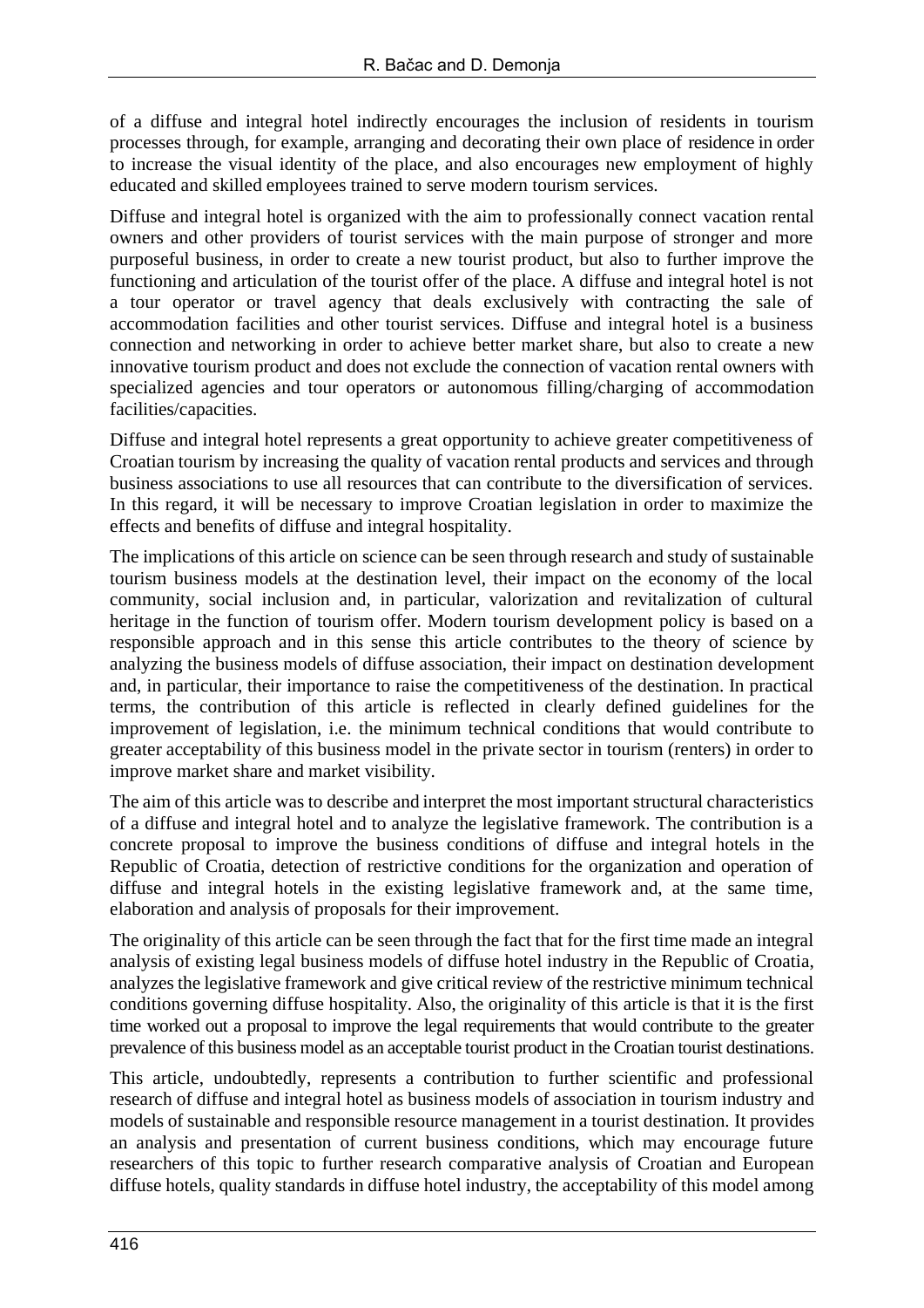of a diffuse and integral hotel indirectly encourages the inclusion of residents in tourism processes through, for example, arranging and decorating their own place of residence in order to increase the visual identity of the place, and also encourages new employment of highly educated and skilled employees trained to serve modern tourism services.

Diffuse and integral hotel is organized with the aim to professionally connect vacation rental owners and other providers of tourist services with the main purpose of stronger and more purposeful business, in order to create a new tourist product, but also to further improve the functioning and articulation of the tourist offer of the place. A diffuse and integral hotel is not a tour operator or travel agency that deals exclusively with contracting the sale of accommodation facilities and other tourist services. Diffuse and integral hotel is a business connection and networking in order to achieve better market share, but also to create a new innovative tourism product and does not exclude the connection of vacation rental owners with specialized agencies and tour operators or autonomous filling/charging of accommodation facilities/capacities.

Diffuse and integral hotel represents a great opportunity to achieve greater competitiveness of Croatian tourism by increasing the quality of vacation rental products and services and through business associations to use all resources that can contribute to the diversification of services. In this regard, it will be necessary to improve Croatian legislation in order to maximize the effects and benefits of diffuse and integral hospitality.

The implications of this article on science can be seen through research and study of sustainable tourism business models at the destination level, their impact on the economy of the local community, social inclusion and, in particular, valorization and revitalization of cultural heritage in the function of tourism offer. Modern tourism development policy is based on a responsible approach and in this sense this article contributes to the theory of science by analyzing the business models of diffuse association, their impact on destination development and, in particular, their importance to raise the competitiveness of the destination. In practical terms, the contribution of this article is reflected in clearly defined guidelines for the improvement of legislation, i.e. the minimum technical conditions that would contribute to greater acceptability of this business model in the private sector in tourism (renters) in order to improve market share and market visibility.

The aim of this article was to describe and interpret the most important structural characteristics of a diffuse and integral hotel and to analyze the legislative framework. The contribution is a concrete proposal to improve the business conditions of diffuse and integral hotels in the Republic of Croatia, detection of restrictive conditions for the organization and operation of diffuse and integral hotels in the existing legislative framework and, at the same time, elaboration and analysis of proposals for their improvement.

The originality of this article can be seen through the fact that for the first time made an integral analysis of existing legal business models of diffuse hotel industry in the Republic of Croatia, analyzes the legislative framework and give critical review of the restrictive minimum technical conditions governing diffuse hospitality. Also, the originality of this article is that it is the first time worked out a proposal to improve the legal requirements that would contribute to the greater prevalence of this business model as an acceptable tourist product in the Croatian tourist destinations.

This article, undoubtedly, represents a contribution to further scientific and professional research of diffuse and integral hotel as business models of association in tourism industry and models of sustainable and responsible resource management in a tourist destination. It provides an analysis and presentation of current business conditions, which may encourage future researchers of this topic to further research comparative analysis of Croatian and European diffuse hotels, quality standards in diffuse hotel industry, the acceptability of this model among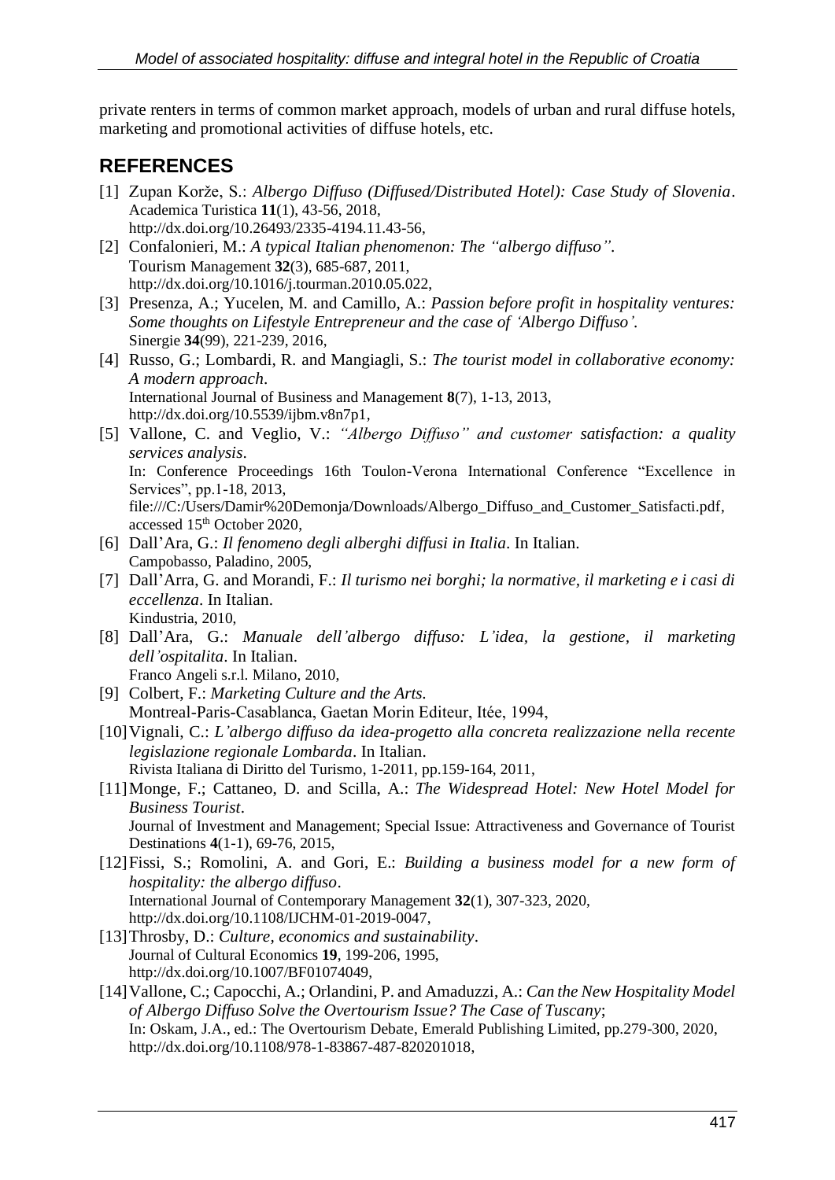private renters in terms of common market approach, models of urban and rural diffuse hotels, marketing and promotional activities of diffuse hotels, etc.

## REFERENCES

[1] Zupan Korže, S.: *Albergo Diffuso (Diffused/Distributed Hotel): Case Study of Slovenia*. Academica Turistica **11**(1), 43-56, 2018, http://dx.doi.org/10.26493/2335-4194.11.43-56,

[2] Confalonieri, M.: *A typical Italian phenomenon: The "albergo diffuso"*. Tourism Management **32**(3), 685-687, 2011, http://dx.doi.org/10.1016/j.tourman.2010.05.022,

[3] Presenza, A.; Yucelen, M. and Camillo, A.: *Passion before profit in hospitality ventures: Some thoughts on Lifestyle Entrepreneur and the case of 'Albergo Diffuso'*. Sinergie **34**(99), 221-239, 2016,

[4] Russo, G.; Lombardi, R. and Mangiagli, S.: *The tourist model in collaborative economy: A modern approach*. International Journal of Business and Management **8**(7), 1-13, 2013, http://dx.doi.org/10.5539/ijbm.v8n7p1,

[5] Vallone, C. and Veglio, V.: *"Albergo Diffuso" and customer satisfaction: a quality services analysis*. In: Conference Proceedings 16th Toulon-Verona International Conference "Excellence in Services", pp.1-18, 2013, file:///C:/Users/Damir%20Demonja/Downloads/Albergo_Diffuso_and_Customer_Satisfacti.pdf, accessed 15th October 2020,

[6] Dall'Ara, G.: *Il fenomeno degli alberghi diffusi in Italia*. In Italian. Campobasso, Paladino, 2005,

[7] Dall'Arra, G. and Morandi, F.: *Il turismo nei borghi; la normative, il marketing e i casi di eccellenza*. In Italian. Kindustria, 2010,

[8] Dall'Ara, G.: *Manuale dell'albergo diffuso: L'idea, la gestione, il marketing dell'ospitalita*. In Italian. Franco Angeli s.r.l. Milano, 2010,

[9] Colbert, F.: *Marketing Culture and the Arts.* Montreal-Paris-Casablanca, Gaetan Morin Editeur, Itée, 1994,

[10] Vignali, C.: *L'albergo diffuso da idea-progetto alla concreta realizzazione nella recente legislazione regionale Lombarda*. In Italian. Rivista Italiana di Diritto del Turismo, 1-2011, pp.159-164, 2011,

[11] Monge, F.; Cattaneo, D. and Scilla, A.: *The Widespread Hotel: New Hotel Model for Business Tourist*. Journal of Investment and Management; Special Issue: Attractiveness and Governance of Tourist Destinations **4**(1-1), 69-76, 2015,

[12] Fissi, S.; Romolini, A. and Gori, E.: *Building a business model for a new form of hospitality: the albergo diffuso*. International Journal of Contemporary Management **32**(1), 307-323, 2020, http://dx.doi.org/10.1108/IJCHM-01-2019-0047,

[13] Throsby, D.: *Culture, economics and sustainability*. Journal of Cultural Economics **19**, 199-206, 1995, http://dx.doi.org/10.1007/BF01074049,

[14] Vallone, C.; Capocchi, A.; Orlandini, P. and Amaduzzi, A.: *Can the New Hospitality Model of Albergo Diffuso Solve the Overtourism Issue? The Case of Tuscany*; In: Oskam, J.A., ed.: The Overtourism Debate, Emerald Publishing Limited, pp.279-300, 2020, http://dx.doi.org/10.1108/978-1-83867-487-820201018,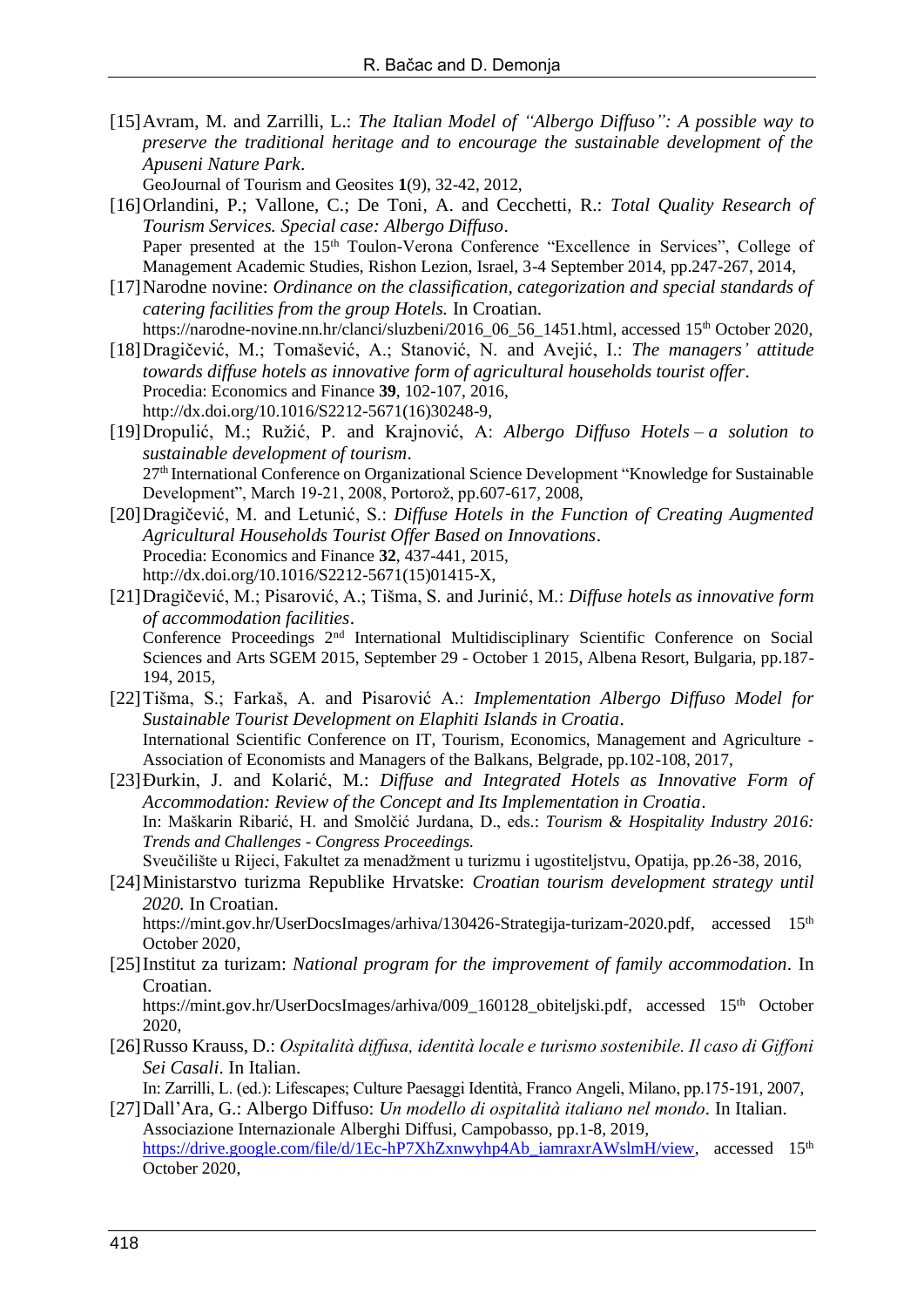[15] Avram, M. and Zarrilli, L.: *The Italian Model of "Albergo Diffuso": A possible way to preserve the traditional heritage and to encourage the sustainable development of the Apuseni Nature Park*.
GeoJournal of Tourism and Geosites **1**(9), 32-42, 2012,

[16] Orlandini, P.; Vallone, C.; De Toni, A. and Cecchetti, R.: *Total Quality Research of Tourism Services. Special case: Albergo Diffuso*.
Paper presented at the 15th Toulon-Verona Conference "Excellence in Services", College of Management Academic Studies, Rishon Lezion, Israel, 3-4 September 2014, pp.247-267, 2014,

[17] Narodne novine: *Ordinance on the classification, categorization and special standards of catering facilities from the group Hotels.* In Croatian.
https://narodne-novine.nn.hr/clanci/sluzbeni/2016_06_56_1451.html, accessed 15th October 2020,

[18] Dragičević, M.; Tomašević, A.; Stanović, N. and Avejić, I.: *The managers' attitude towards diffuse hotels as innovative form of agricultural households tourist offer*.
Procedia: Economics and Finance **39**, 102-107, 2016,
http://dx.doi.org/10.1016/S2212-5671(16)30248-9,

[19] Dropulić, M.; Ružić, P. and Krajnović, A: *Albergo Diffuso Hotels – a solution to sustainable development of tourism*.
27th International Conference on Organizational Science Development "Knowledge for Sustainable Development", March 19-21, 2008, Portorož, pp.607-617, 2008,

[20] Dragičević, M. and Letunić, S.: *Diffuse Hotels in the Function of Creating Augmented Agricultural Households Tourist Offer Based on Innovations*.
Procedia: Economics and Finance **32**, 437-441, 2015,
http://dx.doi.org/10.1016/S2212-5671(15)01415-X,

[21] Dragičević, M.; Pisarović, A.; Tišma, S. and Jurinić, M.: *Diffuse hotels as innovative form of accommodation facilities*.
Conference Proceedings 2nd International Multidisciplinary Scientific Conference on Social Sciences and Arts SGEM 2015, September 29 - October 1 2015, Albena Resort, Bulgaria, pp.187-194, 2015,

[22] Tišma, S.; Farkaš, A. and Pisarović A.: *Implementation Albergo Diffuso Model for Sustainable Tourist Development on Elaphiti Islands in Croatia*.
International Scientific Conference on IT, Tourism, Economics, Management and Agriculture - Association of Economists and Managers of the Balkans, Belgrade, pp.102-108, 2017,

[23] Đurkin, J. and Kolarić, M.: *Diffuse and Integrated Hotels as Innovative Form of Accommodation: Review of the Concept and Its Implementation in Croatia*.
In: Maškarin Ribarić, H. and Smolčić Jurdana, D., eds.: *Tourism & Hospitality Industry 2016: Trends and Challenges - Congress Proceedings.*
Sveučilište u Rijeci, Fakultet za menadžment u turizmu i ugostiteljstvu, Opatija, pp.26-38, 2016,

[24] Ministarstvo turizma Republike Hrvatske: *Croatian tourism development strategy until 2020.* In Croatian.
https://mint.gov.hr/UserDocsImages/arhiva/130426-Strategija-turizam-2020.pdf, accessed 15th October 2020,

[25] Institut za turizam: *National program for the improvement of family accommodation*. In Croatian.
https://mint.gov.hr/UserDocsImages/arhiva/009_160128_obiteljski.pdf, accessed 15th October 2020,

[26] Russo Krauss, D.: *Ospitalità diffusa, identità locale e turismo sostenibile. Il caso di Giffoni Sei Casali*. In Italian.
In: Zarrilli, L. (ed.): Lifescapes; Culture Paesaggi Identità, Franco Angeli, Milano, pp.175-191, 2007,

[27] Dall'Ara, G.: Albergo Diffuso: *Un modello di ospitalità italiano nel mondo*. In Italian.
Associazione Internazionale Alberghi Diffusi, Campobasso, pp.1-8, 2019,
https://drive.google.com/file/d/1Ec-hP7XhZxnwyhp4Ab_iamraxrAWslmH/view, accessed 15th October 2020,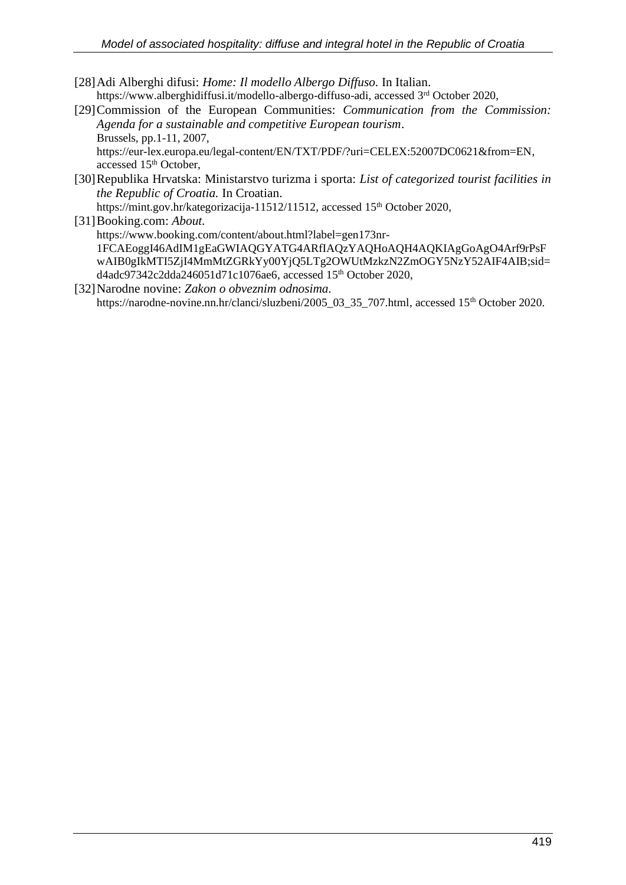[28] Adi Alberghi difusi: *Home: Il modello Albergo Diffuso.* In Italian. https://www.alberghidiffusi.it/modello-albergo-diffuso-adi, accessed 3rd October 2020,

[29] Commission of the European Communities: *Communication from the Commission: Agenda for a sustainable and competitive European tourism*. Brussels, pp.1-11, 2007, https://eur-lex.europa.eu/legal-content/EN/TXT/PDF/?uri=CELEX:52007DC0621&from=EN, accessed 15th October,

[30] Republika Hrvatska: Ministarstvo turizma i sporta: *List of categorized tourist facilities in the Republic of Croatia.* In Croatian. https://mint.gov.hr/kategorizacija-11512/11512, accessed 15th October 2020,

[31] Booking.com: *About*. https://www.booking.com/content/about.html?label=gen173nr-1FCAEoggI46AdIM1gEaGWIAQGYATG4ARfIAQzYAQHoAQH4AQKIAgGoAgO4Arf9rPsFwAIB0gIkMTI5ZjI4MmMtZGRkYy00YjQ5LTg2OWUtMzkzN2ZmOGY5NzY52AIF4AIB;sid=d4adc97342c2dda246051d71c1076ae6, accessed 15th October 2020,

[32] Narodne novine: *Zakon o obveznim odnosima*. https://narodne-novine.nn.hr/clanci/sluzbeni/2005_03_35_707.html, accessed 15th October 2020.